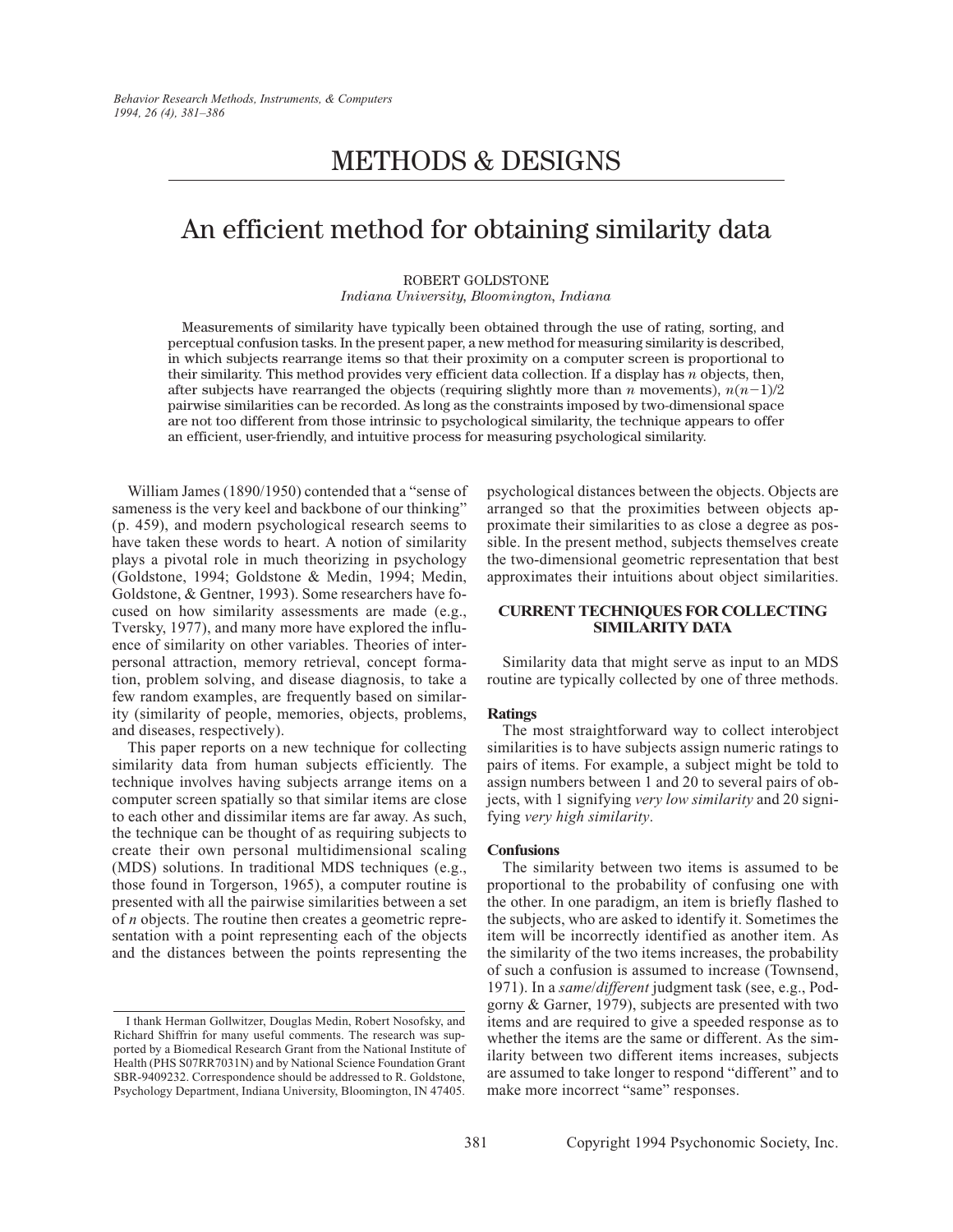# METHODS & DESIGNS

# An efficient method for obtaining similarity data

ROBERT GOLDSTONE
*Indiana University, Bloomington, Indiana*

Measurements of similarity have typically been obtained through the use of rating, sorting, and perceptual confusion tasks. In the present paper, a new method for measuring similarity is described, in which subjects rearrange items so that their proximity on a computer screen is proportional to their similarity. This method provides very efficient data collection. If a display has $n$ objects, then, after subjects have rearranged the objects (requiring slightly more than $n$ movements), $n(n-1)/2$ pairwise similarities can be recorded. As long as the constraints imposed by two-dimensional space are not too different from those intrinsic to psychological similarity, the technique appears to offer an efficient, user-friendly, and intuitive process for measuring psychological similarity.

William James (1890/1950) contended that a "sense of sameness is the very keel and backbone of our thinking" (p. 459), and modern psychological research seems to have taken these words to heart. A notion of similarity plays a pivotal role in much theorizing in psychology (Goldstone, 1994; Goldstone & Medin, 1994; Medin, Goldstone, & Gentner, 1993). Some researchers have focused on how similarity assessments are made (e.g., Tversky, 1977), and many more have explored the influence of similarity on other variables. Theories of interpersonal attraction, memory retrieval, concept formation, problem solving, and disease diagnosis, to take a few random examples, are frequently based on similarity (similarity of people, memories, objects, problems, and diseases, respectively).

This paper reports on a new technique for collecting similarity data from human subjects efficiently. The technique involves having subjects arrange items on a computer screen spatially so that similar items are close to each other and dissimilar items are far away. As such, the technique can be thought of as requiring subjects to create their own personal multidimensional scaling (MDS) solutions. In traditional MDS techniques (e.g., those found in Torgerson, 1965), a computer routine is presented with all the pairwise similarities between a set of $n$ objects. The routine then creates a geometric representation with a point representing each of the objects and the distances between the points representing the psychological distances between the objects. Objects are arranged so that the proximities between objects approximate their similarities to as close a degree as possible. In the present method, subjects themselves create the two-dimensional geometric representation that best approximates their intuitions about object similarities.

I thank Herman Gollwitzer, Douglas Medin, Robert Nosofsky, and Richard Shiffrin for many useful comments. The research was supported by a Biomedical Research Grant from the National Institute of Health (PHS S07RR7031N) and by National Science Foundation Grant SBR-9409232. Correspondence should be addressed to R. Goldstone, Psychology Department, Indiana University, Bloomington, IN 47405.

## CURRENT TECHNIQUES FOR COLLECTING SIMILARITY DATA

Similarity data that might serve as input to an MDS routine are typically collected by one of three methods.

### Ratings

The most straightforward way to collect interobject similarities is to have subjects assign numeric ratings to pairs of items. For example, a subject might be told to assign numbers between 1 and 20 to several pairs of objects, with 1 signifying *very low similarity* and 20 signifying *very high similarity*.

### Confusions

The similarity between two items is assumed to be proportional to the probability of confusing one with the other. In one paradigm, an item is briefly flashed to the subjects, who are asked to identify it. Sometimes the item will be incorrectly identified as another item. As the similarity of the two items increases, the probability of such a confusion is assumed to increase (Townsend, 1971). In a *same/different* judgment task (see, e.g., Podgorny & Garner, 1979), subjects are presented with two items and are required to give a speeded response as to whether the items are the same or different. As the similarity between two different items increases, subjects are assumed to take longer to respond "different" and to make more incorrect "same" responses.

Copyright 1994 Psychonomic Society, Inc.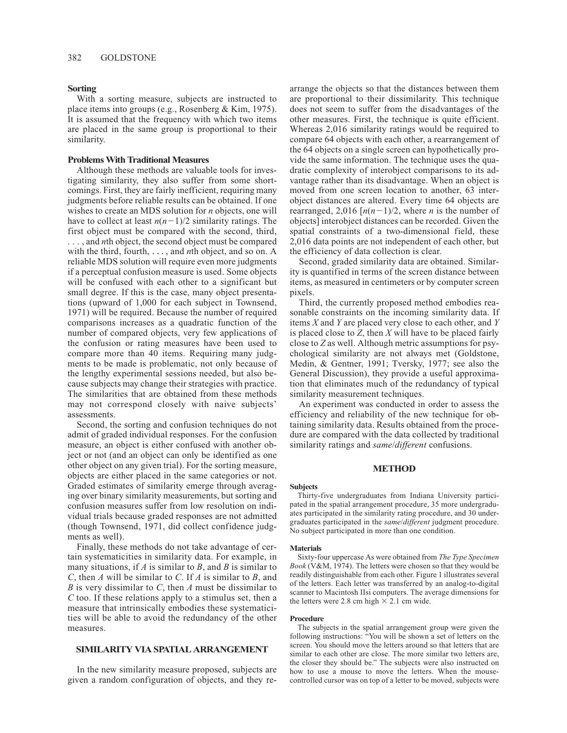### Sorting

With a sorting measure, subjects are instructed to place items into groups (e.g., Rosenberg & Kim, 1975). It is assumed that the frequency with which two items are placed in the same group is proportional to their similarity.

### Problems With Traditional Measures

Although these methods are valuable tools for investigating similarity, they also suffer from some shortcomings. First, they are fairly inefficient, requiring many judgments before reliable results can be obtained. If one wishes to create an MDS solution for $n$ objects, one will have to collect at least $n(n-1)/2$ similarity ratings. The first object must be compared with the second, third, . . . , and $n$th object, the second object must be compared with the third, fourth, . . . , and $n$th object, and so on. A reliable MDS solution will require even more judgments if a perceptual confusion measure is used. Some objects will be confused with each other to a significant but small degree. If this is the case, many object presentations (upward of 1,000 for each subject in Townsend, 1971) will be required. Because the number of required comparisons increases as a quadratic function of the number of compared objects, very few applications of the confusion or rating measures have been used to compare more than 40 items. Requiring many judgments to be made is problematic, not only because of the lengthy experimental sessions needed, but also because subjects may change their strategies with practice. The similarities that are obtained from these methods may not correspond closely with naive subjects' assessments.

Second, the sorting and confusion techniques do not admit of graded individual responses. For the confusion measure, an object is either confused with another object or not (and an object can only be identified as one other object on any given trial). For the sorting measure, objects are either placed in the same categories or not. Graded estimates of similarity emerge through averaging over binary similarity measurements, but sorting and confusion measures suffer from low resolution on individual trials because graded responses are not admitted (though Townsend, 1971, did collect confidence judgments as well).

Finally, these methods do not take advantage of certain systematicities in similarity data. For example, in many situations, if $A$ is similar to $B$, and $B$ is similar to $C$, then $A$ will be similar to $C$. If $A$ is similar to $B$, and $B$ is very dissimilar to $C$, then $A$ must be dissimilar to $C$ too. If these relations apply to a stimulus set, then a measure that intrinsically embodies these systematicities will be able to avoid the redundancy of the other measures.

## SIMILARITY VIA SPATIAL ARRANGEMENT

In the new similarity measure proposed, subjects are given a random configuration of objects, and they rearrange the objects so that the distances between them are proportional to their dissimilarity. This technique does not seem to suffer from the disadvantages of the other measures. First, the technique is quite efficient. Whereas 2,016 similarity ratings would be required to compare 64 objects with each other, a rearrangement of the 64 objects on a single screen can hypothetically provide the same information. The technique uses the quadratic complexity of interobject comparisons to its advantage rather than its disadvantage. When an object is moved from one screen location to another, 63 interobject distances are altered. Every time 64 objects are rearranged, 2,016 [$n(n-1)/2$, where $n$ is the number of objects] interobject distances can be recorded. Given the spatial constraints of a two-dimensional field, these 2,016 data points are not independent of each other, but the efficiency of data collection is clear.

Second, graded similarity data are obtained. Similarity is quantified in terms of the screen distance between items, as measured in centimeters or by computer screen pixels.

Third, the currently proposed method embodies reasonable constraints on the incoming similarity data. If items $X$ and $Y$ are placed very close to each other, and $Y$ is placed close to $Z$, then $X$ will have to be placed fairly close to $Z$ as well. Although metric assumptions for psychological similarity are not always met (Goldstone, Medin, & Gentner, 1991; Tversky, 1977; see also the General Discussion), they provide a useful approximation that eliminates much of the redundancy of typical similarity measurement techniques.

An experiment was conducted in order to assess the efficiency and reliability of the new technique for obtaining similarity data. Results obtained from the procedure are compared with the data collected by traditional similarity ratings and *same/different* confusions.

## METHOD

### Subjects

Thirty-five undergraduates from Indiana University participated in the spatial arrangement procedure, 35 more undergraduates participated in the similarity rating procedure, and 30 undergraduates participated in the *same/different* judgment procedure. No subject participated in more than one condition.

### Materials

Sixty-four uppercase As were obtained from *The Type Specimen Book* (V&M, 1974). The letters were chosen so that they would be readily distinguishable from each other. Figure 1 illustrates several of the letters. Each letter was transferred by an analog-to-digital scanner to Macintosh IIsi computers. The average dimensions for the letters were 2.8 cm high × 2.1 cm wide.

### Procedure

The subjects in the spatial arrangement group were given the following instructions: "You will be shown a set of letters on the screen. You should move the letters around so that letters that are similar to each other are close. The more similar two letters are, the closer they should be." The subjects were also instructed on how to use a mouse to move the letters. When the mouse-controlled cursor was on top of a letter to be moved, subjects were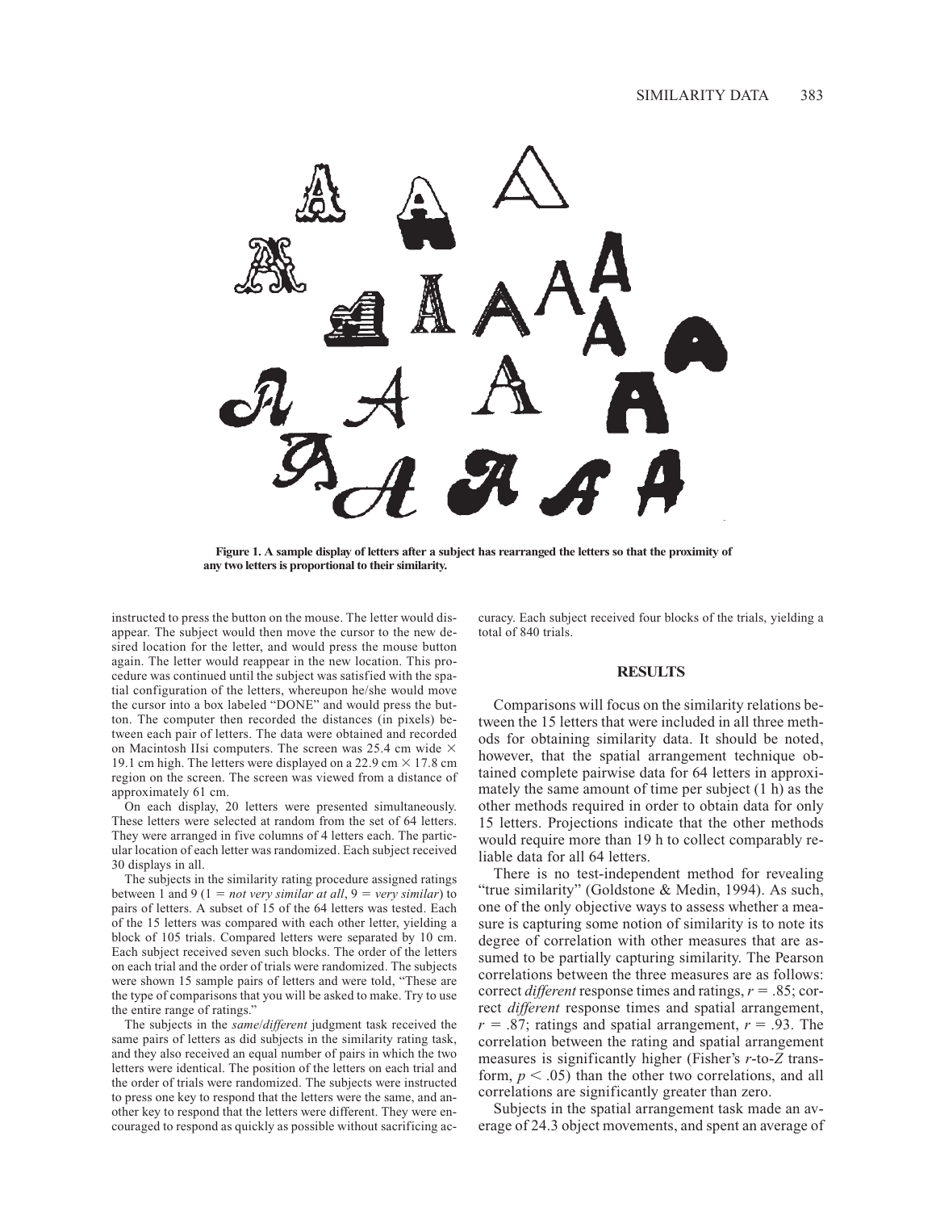Figure 1. A sample display of letters after a subject has rearranged the letters so that the proximity of any two letters is proportional to their similarity.

instructed to press the button on the mouse. The letter would disappear. The subject would then move the cursor to the new desired location for the letter, and would press the mouse button again. The letter would reappear in the new location. This procedure was continued until the subject was satisfied with the spatial configuration of the letters, whereupon he/she would move the cursor into a box labeled "DONE" and would press the button. The computer then recorded the distances (in pixels) between each pair of letters. The data were obtained and recorded on Macintosh IIsi computers. The screen was 25.4 cm wide × 19.1 cm high. The letters were displayed on a 22.9 cm × 17.8 cm region on the screen. The screen was viewed from a distance of approximately 61 cm.

On each display, 20 letters were presented simultaneously. These letters were selected at random from the set of 64 letters. They were arranged in five columns of 4 letters each. The particular location of each letter was randomized. Each subject received 30 displays in all.

The subjects in the similarity rating procedure assigned ratings between 1 and 9 (1 = *not very similar at all*, 9 = *very similar*) to pairs of letters. A subset of 15 of the 64 letters was tested. Each of the 15 letters was compared with each other letter, yielding a block of 105 trials. Compared letters were separated by 10 cm. Each subject received seven such blocks. The order of the letters on each trial and the order of trials were randomized. The subjects were shown 15 sample pairs of letters and were told, "These are the type of comparisons that you will be asked to make. Try to use the entire range of ratings."

The subjects in the *same/different* judgment task received the same pairs of letters as did subjects in the similarity rating task, and they also received an equal number of pairs in which the two letters were identical. The position of the letters on each trial and the order of trials were randomized. The subjects were instructed to press one key to respond that the letters were the same, and another key to respond that the letters were different. They were encouraged to respond as quickly as possible without sacrificing accuracy. Each subject received four blocks of the trials, yielding a total of 840 trials.

## RESULTS

Comparisons will focus on the similarity relations between the 15 letters that were included in all three methods for obtaining similarity data. It should be noted, however, that the spatial arrangement technique obtained complete pairwise data for 64 letters in approximately the same amount of time per subject (1 h) as the other methods required in order to obtain data for only 15 letters. Projections indicate that the other methods would require more than 19 h to collect comparably reliable data for all 64 letters.

There is no test-independent method for revealing "true similarity" (Goldstone & Medin, 1994). As such, one of the only objective ways to assess whether a measure is capturing some notion of similarity is to note its degree of correlation with other measures that are assumed to be partially capturing similarity. The Pearson correlations between the three measures are as follows: correct *different* response times and ratings, $r = .85$; correct *different* response times and spatial arrangement, $r = .87$; ratings and spatial arrangement, $r = .93$. The correlation between the rating and spatial arrangement measures is significantly higher (Fisher's $r$-to-$Z$ transform, $p < .05$) than the other two correlations, and all correlations are significantly greater than zero.

Subjects in the spatial arrangement task made an average of 24.3 object movements, and spent an average of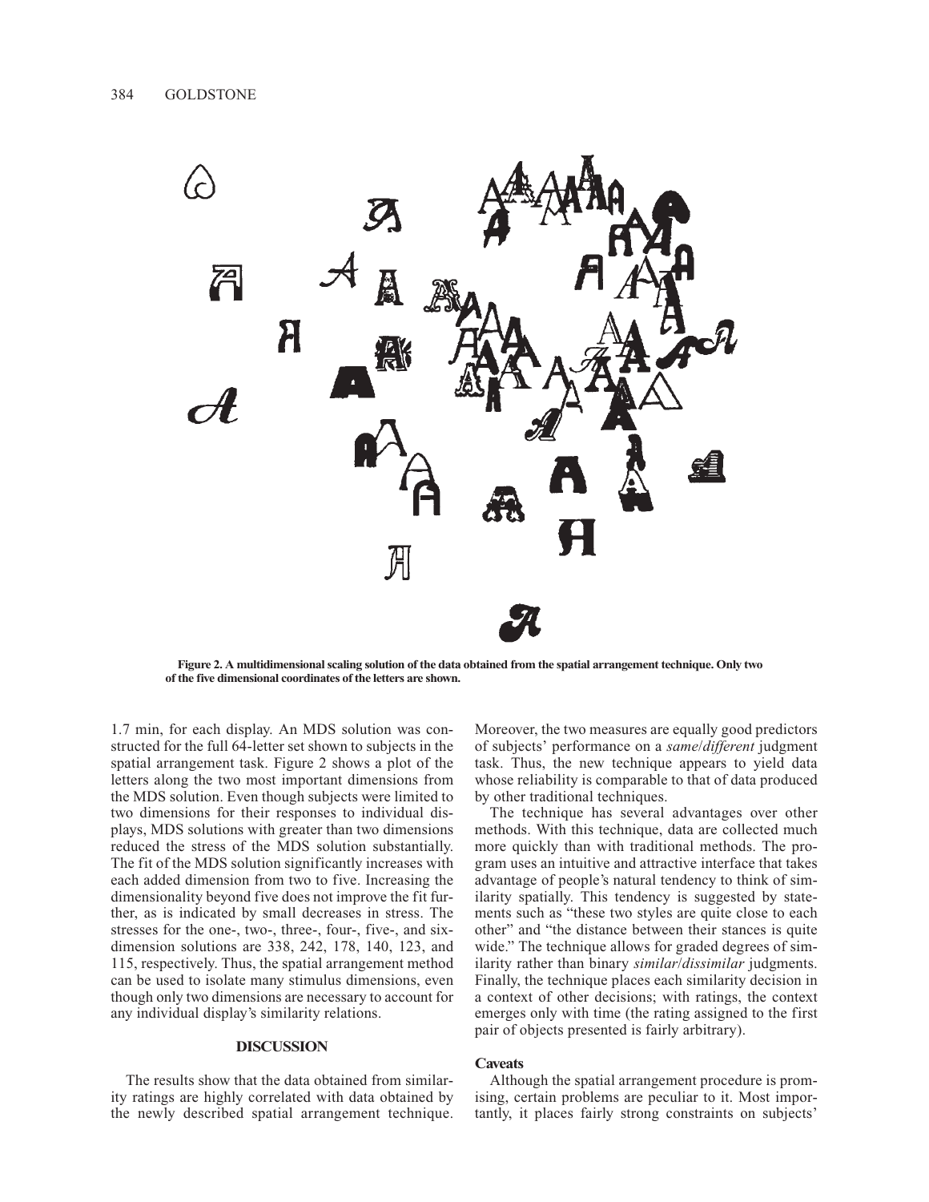Figure 2. A multidimensional scaling solution of the data obtained from the spatial arrangement technique. Only two of the five dimensional coordinates of the letters are shown.

1.7 min, for each display. An MDS solution was constructed for the full 64-letter set shown to subjects in the spatial arrangement task. Figure 2 shows a plot of the letters along the two most important dimensions from the MDS solution. Even though subjects were limited to two dimensions for their responses to individual displays, MDS solutions with greater than two dimensions reduced the stress of the MDS solution substantially. The fit of the MDS solution significantly increases with each added dimension from two to five. Increasing the dimensionality beyond five does not improve the fit further, as is indicated by small decreases in stress. The stresses for the one-, two-, three-, four-, five-, and six-dimension solutions are 338, 242, 178, 140, 123, and 115, respectively. Thus, the spatial arrangement method can be used to isolate many stimulus dimensions, even though only two dimensions are necessary to account for any individual display's similarity relations.

## DISCUSSION

The results show that the data obtained from similarity ratings are highly correlated with data obtained by the newly described spatial arrangement technique. Moreover, the two measures are equally good predictors of subjects' performance on a *same*/*different* judgment task. Thus, the new technique appears to yield data whose reliability is comparable to that of data produced by other traditional techniques.

The technique has several advantages over other methods. With this technique, data are collected much more quickly than with traditional methods. The program uses an intuitive and attractive interface that takes advantage of people's natural tendency to think of similarity spatially. This tendency is suggested by statements such as "these two styles are quite close to each other" and "the distance between their stances is quite wide." The technique allows for graded degrees of similarity rather than binary *similar*/*dissimilar* judgments. Finally, the technique places each similarity decision in a context of other decisions; with ratings, the context emerges only with time (the rating assigned to the first pair of objects presented is fairly arbitrary).

### Caveats

Although the spatial arrangement procedure is promising, certain problems are peculiar to it. Most importantly, it places fairly strong constraints on subjects'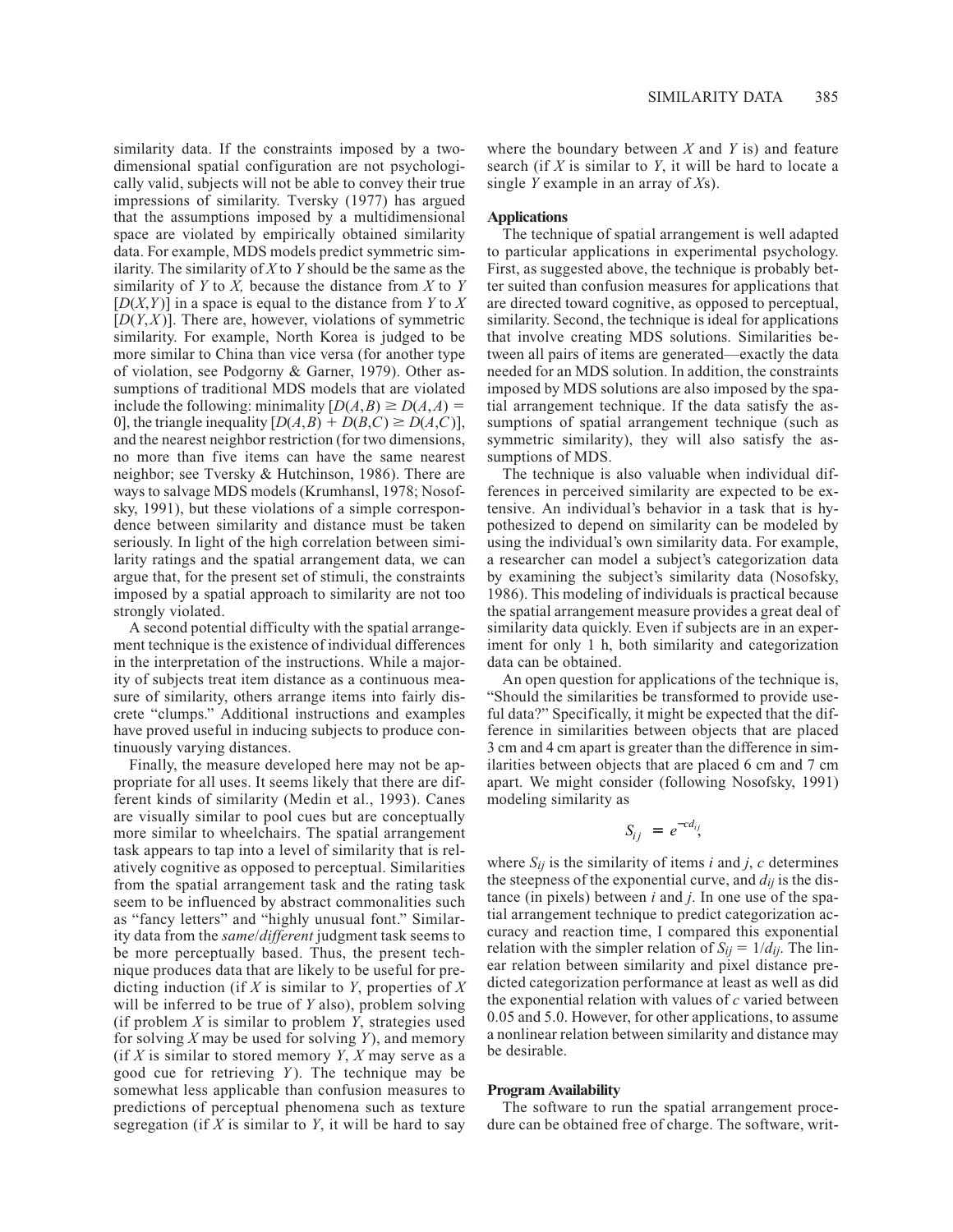similarity data. If the constraints imposed by a two-dimensional spatial configuration are not psychologically valid, subjects will not be able to convey their true impressions of similarity. Tversky (1977) has argued that the assumptions imposed by a multidimensional space are violated by empirically obtained similarity data. For example, MDS models predict symmetric similarity. The similarity of $X$ to $Y$ should be the same as the similarity of $Y$ to $X$, because the distance from $X$ to $Y$ $[D(X,Y)]$ in a space is equal to the distance from $Y$ to $X$ $[D(Y,X)]$. There are, however, violations of symmetric similarity. For example, North Korea is judged to be more similar to China than vice versa (for another type of violation, see Podgorny & Garner, 1979). Other assumptions of traditional MDS models that are violated include the following: minimality $[D(A,B) \geq D(A,A) = 0]$, the triangle inequality $[D(A,B) + D(B,C) \geq D(A,C)]$, and the nearest neighbor restriction (for two dimensions, no more than five items can have the same nearest neighbor; see Tversky & Hutchinson, 1986). There are ways to salvage MDS models (Krumhansl, 1978; Nosofsky, 1991), but these violations of a simple correspondence between similarity and distance must be taken seriously. In light of the high correlation between similarity ratings and the spatial arrangement data, we can argue that, for the present set of stimuli, the constraints imposed by a spatial approach to similarity are not too strongly violated.

A second potential difficulty with the spatial arrangement technique is the existence of individual differences in the interpretation of the instructions. While a majority of subjects treat item distance as a continuous measure of similarity, others arrange items into fairly discrete "clumps." Additional instructions and examples have proved useful in inducing subjects to produce continuously varying distances.

Finally, the measure developed here may not be appropriate for all uses. It seems likely that there are different kinds of similarity (Medin et al., 1993). Canes are visually similar to pool cues but are conceptually more similar to wheelchairs. The spatial arrangement task appears to tap into a level of similarity that is relatively cognitive as opposed to perceptual. Similarities from the spatial arrangement task and the rating task seem to be influenced by abstract commonalities such as "fancy letters" and "highly unusual font." Similarity data from the *same/different* judgment task seems to be more perceptually based. Thus, the present technique produces data that are likely to be useful for predicting induction (if $X$ is similar to $Y$, properties of $X$ will be inferred to be true of $Y$ also), problem solving (if problem $X$ is similar to problem $Y$, strategies used for solving $X$ may be used for solving $Y$), and memory (if $X$ is similar to stored memory $Y$, $X$ may serve as a good cue for retrieving $Y$). The technique may be somewhat less applicable than confusion measures to predictions of perceptual phenomena such as texture segregation (if $X$ is similar to $Y$, it will be hard to say where the boundary between $X$ and $Y$ is) and feature search (if $X$ is similar to $Y$, it will be hard to locate a single $Y$ example in an array of $X$s).

## Applications

The technique of spatial arrangement is well adapted to particular applications in experimental psychology. First, as suggested above, the technique is probably better suited than confusion measures for applications that are directed toward cognitive, as opposed to perceptual, similarity. Second, the technique is ideal for applications that involve creating MDS solutions. Similarities between all pairs of items are generated—exactly the data needed for an MDS solution. In addition, the constraints imposed by MDS solutions are also imposed by the spatial arrangement technique. If the data satisfy the assumptions of spatial arrangement technique (such as symmetric similarity), they will also satisfy the assumptions of MDS.

The technique is also valuable when individual differences in perceived similarity are expected to be extensive. An individual's behavior in a task that is hypothesized to depend on similarity can be modeled by using the individual's own similarity data. For example, a researcher can model a subject's categorization data by examining the subject's similarity data (Nosofsky, 1986). This modeling of individuals is practical because the spatial arrangement measure provides a great deal of similarity data quickly. Even if subjects are in an experiment for only 1 h, both similarity and categorization data can be obtained.

An open question for applications of the technique is, "Should the similarities be transformed to provide useful data?" Specifically, it might be expected that the difference in similarities between objects that are placed 3 cm and 4 cm apart is greater than the difference in similarities between objects that are placed 6 cm and 7 cm apart. We might consider (following Nosofsky, 1991) modeling similarity as

$$S_{ij} = e^{-cd_{ij}},$$

where $S_{ij}$ is the similarity of items $i$ and $j$, $c$ determines the steepness of the exponential curve, and $d_{ij}$ is the distance (in pixels) between $i$ and $j$. In one use of the spatial arrangement technique to predict categorization accuracy and reaction time, I compared this exponential relation with the simpler relation of $S_{ij} = 1/d_{ij}$. The linear relation between similarity and pixel distance predicted categorization performance at least as well as did the exponential relation with values of $c$ varied between 0.05 and 5.0. However, for other applications, to assume a nonlinear relation between similarity and distance may be desirable.

## Program Availability

The software to run the spatial arrangement procedure can be obtained free of charge. The software, writ-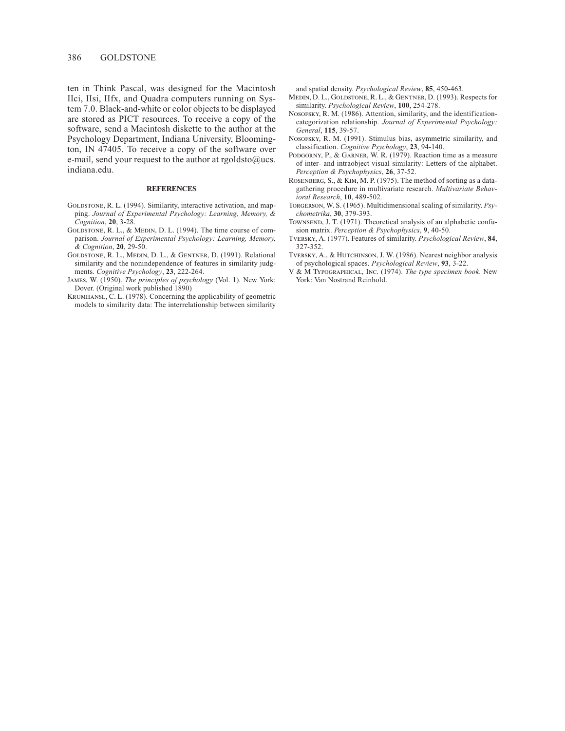ten in Think Pascal, was designed for the Macintosh IIci, IIsi, IIfx, and Quadra computers running on System 7.0. Black-and-white or color objects to be displayed are stored as PICT resources. To receive a copy of the software, send a Macintosh diskette to the author at the Psychology Department, Indiana University, Bloomington, IN 47405. To receive a copy of the software over e-mail, send your request to the author at rgoldsto@ucs.indiana.edu.

## REFERENCES

Goldstone, R. L. (1994). Similarity, interactive activation, and mapping. *Journal of Experimental Psychology: Learning, Memory, & Cognition*, **20**, 3-28.

Goldstone, R. L., & Medin, D. L. (1994). The time course of comparison. *Journal of Experimental Psychology: Learning, Memory, & Cognition*, **20**, 29-50.

Goldstone, R. L., Medin, D. L., & Gentner, D. (1991). Relational similarity and the nonindependence of features in similarity judgments. *Cognitive Psychology*, **23**, 222-264.

James, W. (1950). *The principles of psychology* (Vol. 1). New York: Dover. (Original work published 1890)

Krumhansl, C. L. (1978). Concerning the applicability of geometric models to similarity data: The interrelationship between similarity and spatial density. *Psychological Review*, **85**, 450-463.

Medin, D. L., Goldstone, R. L., & Gentner, D. (1993). Respects for similarity. *Psychological Review*, **100**, 254-278.

Nosofsky, R. M. (1986). Attention, similarity, and the identification-categorization relationship. *Journal of Experimental Psychology: General*, **115**, 39-57.

Nosofsky, R. M. (1991). Stimulus bias, asymmetric similarity, and classification. *Cognitive Psychology*, **23**, 94-140.

Podgorny, P., & Garner, W. R. (1979). Reaction time as a measure of inter- and intraobject visual similarity: Letters of the alphabet. *Perception & Psychophysics*, **26**, 37-52.

Rosenberg, S., & Kim, M. P. (1975). The method of sorting as a data-gathering procedure in multivariate research. *Multivariate Behavioral Research*, **10**, 489-502.

Torgerson, W. S. (1965). Multidimensional scaling of similarity. *Psychometrika*, **30**, 379-393.

Townsend, J. T. (1971). Theoretical analysis of an alphabetic confusion matrix. *Perception & Psychophysics*, **9**, 40-50.

Tversky, A. (1977). Features of similarity. *Psychological Review*, **84**, 327-352.

Tversky, A., & Hutchinson, J. W. (1986). Nearest neighbor analysis of psychological spaces. *Psychological Review*, **93**, 3-22.

V & M Typographical, Inc. (1974). *The type specimen book*. New York: Van Nostrand Reinhold.